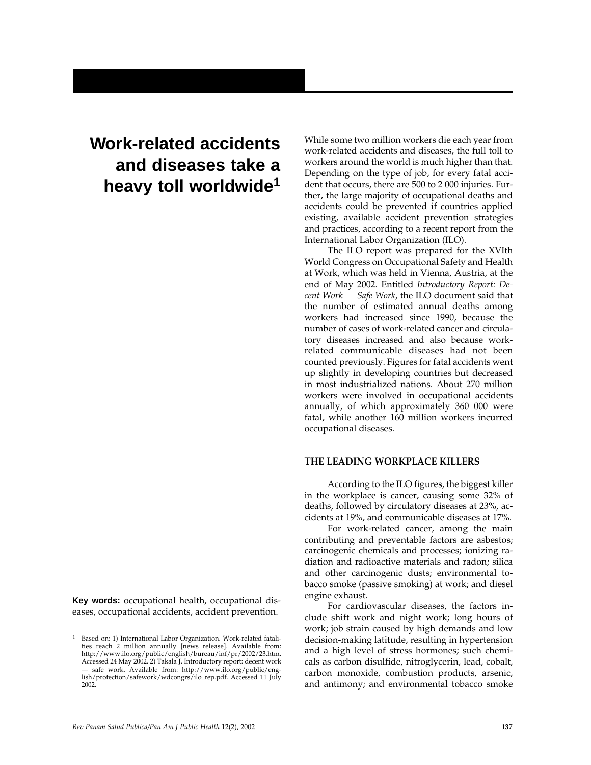# Work-related accidents and diseases take a heavy toll worldwide[1]

While some two million workers die each year from work-related accidents and diseases, the full toll to workers around the world is much higher than that. Depending on the type of job, for every fatal accident that occurs, there are 500 to 2 000 injuries. Further, the large majority of occupational deaths and accidents could be prevented if countries applied existing, available accident prevention strategies and practices, according to a recent report from the International Labor Organization (ILO).

The ILO report was prepared for the XVIth World Congress on Occupational Safety and Health at Work, which was held in Vienna, Austria, at the end of May 2002. Entitled *Introductory Report: Decent Work — Safe Work*, the ILO document said that the number of estimated annual deaths among workers had increased since 1990, because the number of cases of work-related cancer and circulatory diseases increased and also because work-related communicable diseases had not been counted previously. Figures for fatal accidents went up slightly in developing countries but decreased in most industrialized nations. About 270 million workers were involved in occupational accidents annually, of which approximately 360 000 were fatal, while another 160 million workers incurred occupational diseases.

## THE LEADING WORKPLACE KILLERS

According to the ILO figures, the biggest killer in the workplace is cancer, causing some 32% of deaths, followed by circulatory diseases at 23%, accidents at 19%, and communicable diseases at 17%.

For work-related cancer, among the main contributing and preventable factors are asbestos; carcinogenic chemicals and processes; ionizing radiation and radioactive materials and radon; silica and other carcinogenic dusts; environmental tobacco smoke (passive smoking) at work; and diesel engine exhaust.

For cardiovascular diseases, the factors include shift work and night work; long hours of work; job strain caused by high demands and low decision-making latitude, resulting in hypertension and a high level of stress hormones; such chemicals as carbon disulfide, nitroglycerin, lead, cobalt, carbon monoxide, combustion products, arsenic, and antimony; and environmental tobacco smoke

**Key words:** occupational health, occupational diseases, occupational accidents, accident prevention.

[1] Based on: 1) International Labor Organization. Work-related fatalities reach 2 million annually [news release]. Available from: http://www.ilo.org/public/english/bureau/inf/pr/2002/23.htm. Accessed 24 May 2002. 2) Takala J. Introductory report: decent work — safe work. Available from: http://www.ilo.org/public/english/protection/safework/wdcongrs/ilo_rep.pdf. Accessed 11 July 2002.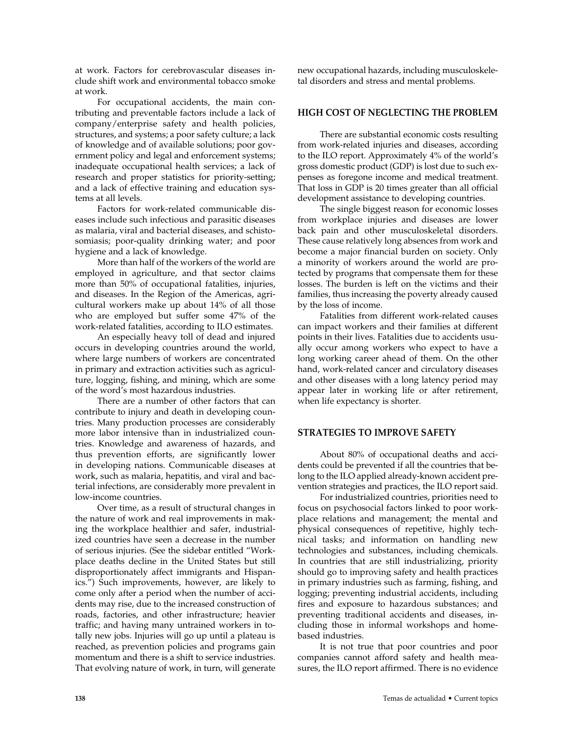at work. Factors for cerebrovascular diseases include shift work and environmental tobacco smoke at work.

For occupational accidents, the main contributing and preventable factors include a lack of company/enterprise safety and health policies, structures, and systems; a poor safety culture; a lack of knowledge and of available solutions; poor government policy and legal and enforcement systems; inadequate occupational health services; a lack of research and proper statistics for priority-setting; and a lack of effective training and education systems at all levels.

Factors for work-related communicable diseases include such infectious and parasitic diseases as malaria, viral and bacterial diseases, and schistosomiasis; poor-quality drinking water; and poor hygiene and a lack of knowledge.

More than half of the workers of the world are employed in agriculture, and that sector claims more than 50% of occupational fatalities, injuries, and diseases. In the Region of the Americas, agricultural workers make up about 14% of all those who are employed but suffer some 47% of the work-related fatalities, according to ILO estimates.

An especially heavy toll of dead and injured occurs in developing countries around the world, where large numbers of workers are concentrated in primary and extraction activities such as agriculture, logging, fishing, and mining, which are some of the word's most hazardous industries.

There are a number of other factors that can contribute to injury and death in developing countries. Many production processes are considerably more labor intensive than in industrialized countries. Knowledge and awareness of hazards, and thus prevention efforts, are significantly lower in developing nations. Communicable diseases at work, such as malaria, hepatitis, and viral and bacterial infections, are considerably more prevalent in low-income countries.

Over time, as a result of structural changes in the nature of work and real improvements in making the workplace healthier and safer, industrialized countries have seen a decrease in the number of serious injuries. (See the sidebar entitled "Workplace deaths decline in the United States but still disproportionately affect immigrants and Hispanics.") Such improvements, however, are likely to come only after a period when the number of accidents may rise, due to the increased construction of roads, factories, and other infrastructure; heavier traffic; and having many untrained workers in totally new jobs. Injuries will go up until a plateau is reached, as prevention policies and programs gain momentum and there is a shift to service industries. That evolving nature of work, in turn, will generate new occupational hazards, including musculoskeletal disorders and stress and mental problems.

## HIGH COST OF NEGLECTING THE PROBLEM

There are substantial economic costs resulting from work-related injuries and diseases, according to the ILO report. Approximately 4% of the world's gross domestic product (GDP) is lost due to such expenses as foregone income and medical treatment. That loss in GDP is 20 times greater than all official development assistance to developing countries.

The single biggest reason for economic losses from workplace injuries and diseases are lower back pain and other musculoskeletal disorders. These cause relatively long absences from work and become a major financial burden on society. Only a minority of workers around the world are protected by programs that compensate them for these losses. The burden is left on the victims and their families, thus increasing the poverty already caused by the loss of income.

Fatalities from different work-related causes can impact workers and their families at different points in their lives. Fatalities due to accidents usually occur among workers who expect to have a long working career ahead of them. On the other hand, work-related cancer and circulatory diseases and other diseases with a long latency period may appear later in working life or after retirement, when life expectancy is shorter.

## STRATEGIES TO IMPROVE SAFETY

About 80% of occupational deaths and accidents could be prevented if all the countries that belong to the ILO applied already-known accident prevention strategies and practices, the ILO report said.

For industrialized countries, priorities need to focus on psychosocial factors linked to poor workplace relations and management; the mental and physical consequences of repetitive, highly technical tasks; and information on handling new technologies and substances, including chemicals. In countries that are still industrializing, priority should go to improving safety and health practices in primary industries such as farming, fishing, and logging; preventing industrial accidents, including fires and exposure to hazardous substances; and preventing traditional accidents and diseases, including those in informal workshops and home-based industries.

It is not true that poor countries and poor companies cannot afford safety and health measures, the ILO report affirmed. There is no evidence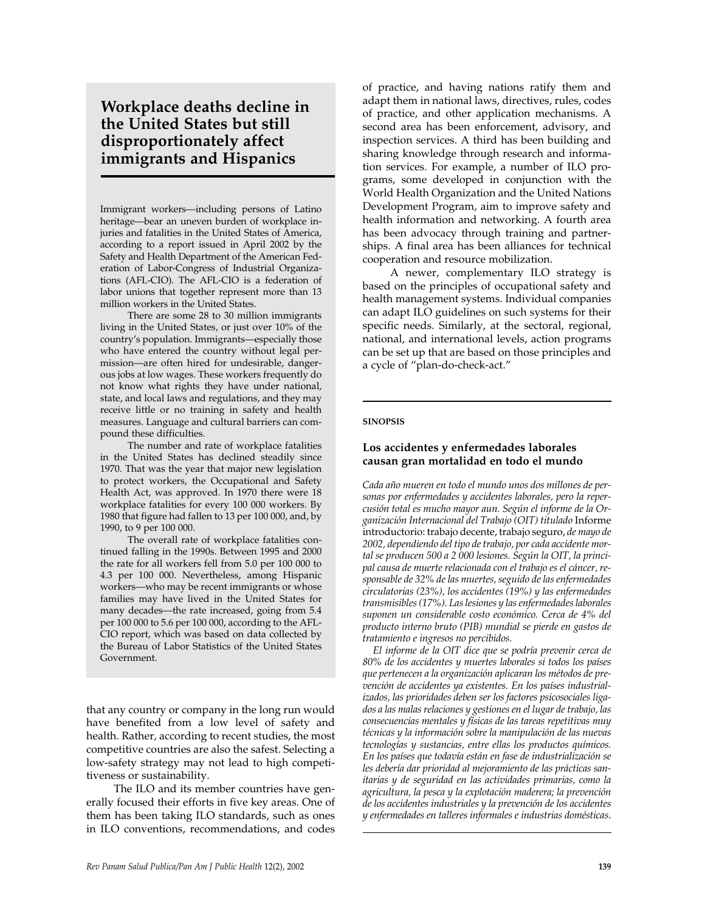that any country or company in the long run would have benefited from a low level of safety and health. Rather, according to recent studies, the most competitive countries are also the safest. Selecting a low-safety strategy may not lead to high competitiveness or sustainability.

The ILO and its member countries have generally focused their efforts in five key areas. One of them has been taking ILO standards, such as ones in ILO conventions, recommendations, and codes of practice, and having nations ratify them and adapt them in national laws, directives, rules, codes of practice, and other application mechanisms. A second area has been enforcement, advisory, and inspection services. A third has been building and sharing knowledge through research and information services. For example, a number of ILO programs, some developed in conjunction with the World Health Organization and the United Nations Development Program, aim to improve safety and health information and networking. A fourth area has been advocacy through training and partnerships. A final area has been alliances for technical cooperation and resource mobilization.

A newer, complementary ILO strategy is based on the principles of occupational safety and health management systems. Individual companies can adapt ILO guidelines on such systems for their specific needs. Similarly, at the sectoral, regional, national, and international levels, action programs can be set up that are based on those principles and a cycle of "plan-do-check-act."

## Workplace deaths decline in the United States but still disproportionately affect immigrants and Hispanics

Immigrant workers—including persons of Latino heritage—bear an uneven burden of workplace injuries and fatalities in the United States of America, according to a report issued in April 2002 by the Safety and Health Department of the American Federation of Labor-Congress of Industrial Organizations (AFL-CIO). The AFL-CIO is a federation of labor unions that together represent more than 13 million workers in the United States.

There are some 28 to 30 million immigrants living in the United States, or just over 10% of the country's population. Immigrants—especially those who have entered the country without legal permission—are often hired for undesirable, dangerous jobs at low wages. These workers frequently do not know what rights they have under national, state, and local laws and regulations, and they may receive little or no training in safety and health measures. Language and cultural barriers can compound these difficulties.

The number and rate of workplace fatalities in the United States has declined steadily since 1970. That was the year that major new legislation to protect workers, the Occupational and Safety Health Act, was approved. In 1970 there were 18 workplace fatalities for every 100 000 workers. By 1980 that figure had fallen to 13 per 100 000, and, by 1990, to 9 per 100 000.

The overall rate of workplace fatalities continued falling in the 1990s. Between 1995 and 2000 the rate for all workers fell from 5.0 per 100 000 to 4.3 per 100 000. Nevertheless, among Hispanic workers—who may be recent immigrants or whose families may have lived in the United States for many decades—the rate increased, going from 5.4 per 100 000 to 5.6 per 100 000, according to the AFL-CIO report, which was based on data collected by the Bureau of Labor Statistics of the United States Government.

**SINOPSIS**

### Los accidentes y enfermedades laborales causan gran mortalidad en todo el mundo

*Cada año mueren en todo el mundo unos dos millones de personas por enfermedades y accidentes laborales, pero la repercusión total es mucho mayor aun. Según el informe de la Organización Internacional del Trabajo (OIT) titulado* Informe introductorio: trabajo decente, trabajo seguro, *de mayo de 2002, dependiendo del tipo de trabajo, por cada accidente mortal se producen 500 a 2 000 lesiones. Según la OIT, la principal causa de muerte relacionada con el trabajo es el cáncer, responsable de 32% de las muertes, seguido de las enfermedades circulatorias (23%), los accidentes (19%) y las enfermedades transmisibles (17%). Las lesiones y las enfermedades laborales suponen un considerable costo económico. Cerca de 4% del producto interno bruto (PIB) mundial se pierde en gastos de tratamiento e ingresos no percibidos.*

*El informe de la OIT dice que se podría prevenir cerca de 80% de los accidentes y muertes laborales si todos los países que pertenecen a la organización aplicaran los métodos de prevención de accidentes ya existentes. En los países industrializados, las prioridades deben ser los factores psicosociales ligados a las malas relaciones y gestiones en el lugar de trabajo, las consecuencias mentales y físicas de las tareas repetitivas muy técnicas y la información sobre la manipulación de las nuevas tecnologías y sustancias, entre ellas los productos químicos. En los países que todavía están en fase de industrialización se les debería dar prioridad al mejoramiento de las prácticas sanitarias y de seguridad en las actividades primarias, como la agricultura, la pesca y la explotación maderera; la prevención de los accidentes industriales y la prevención de los accidentes y enfermedades en talleres informales e industrias domésticas.*